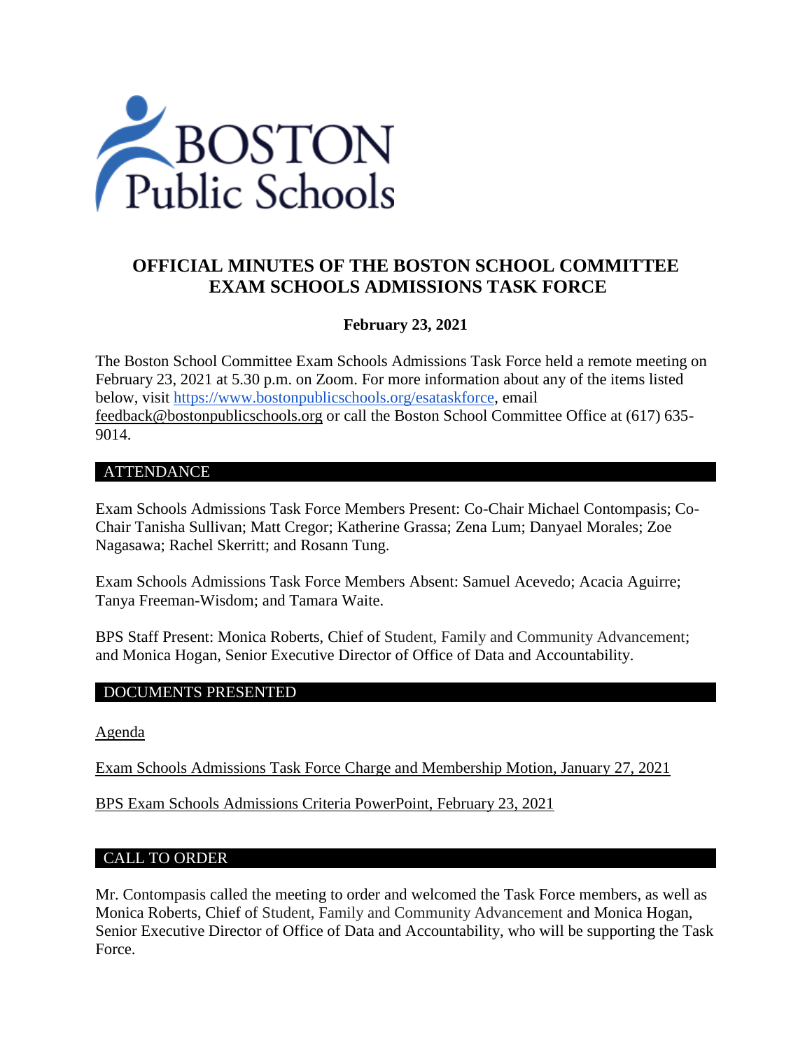# OFFICIAL MINUTES OF THE BOSTON SCHOOL COMMITTEE EXAM SCHOOLS ADMISSIONS TASK FORCE

**February 23, 2021**

The Boston School Committee Exam Schools Admissions Task Force held a remote meeting on February 23, 2021 at 5.30 p.m. on Zoom. For more information about any of the items listed below, visit https://www.bostonpublicschools.org/esataskforce, email feedback@bostonpublicschools.org or call the Boston School Committee Office at (617) 635-9014.

## ATTENDANCE

Exam Schools Admissions Task Force Members Present: Co-Chair Michael Contompasis; Co-Chair Tanisha Sullivan; Matt Cregor; Katherine Grassa; Zena Lum; Danyael Morales; Zoe Nagasawa; Rachel Skerritt; and Rosann Tung.

Exam Schools Admissions Task Force Members Absent: Samuel Acevedo; Acacia Aguirre; Tanya Freeman-Wisdom; and Tamara Waite.

BPS Staff Present: Monica Roberts, Chief of Student, Family and Community Advancement; and Monica Hogan, Senior Executive Director of Office of Data and Accountability.

## DOCUMENTS PRESENTED

Agenda

Exam Schools Admissions Task Force Charge and Membership Motion, January 27, 2021

BPS Exam Schools Admissions Criteria PowerPoint, February 23, 2021

## CALL TO ORDER

Mr. Contompasis called the meeting to order and welcomed the Task Force members, as well as Monica Roberts, Chief of Student, Family and Community Advancement and Monica Hogan, Senior Executive Director of Office of Data and Accountability, who will be supporting the Task Force.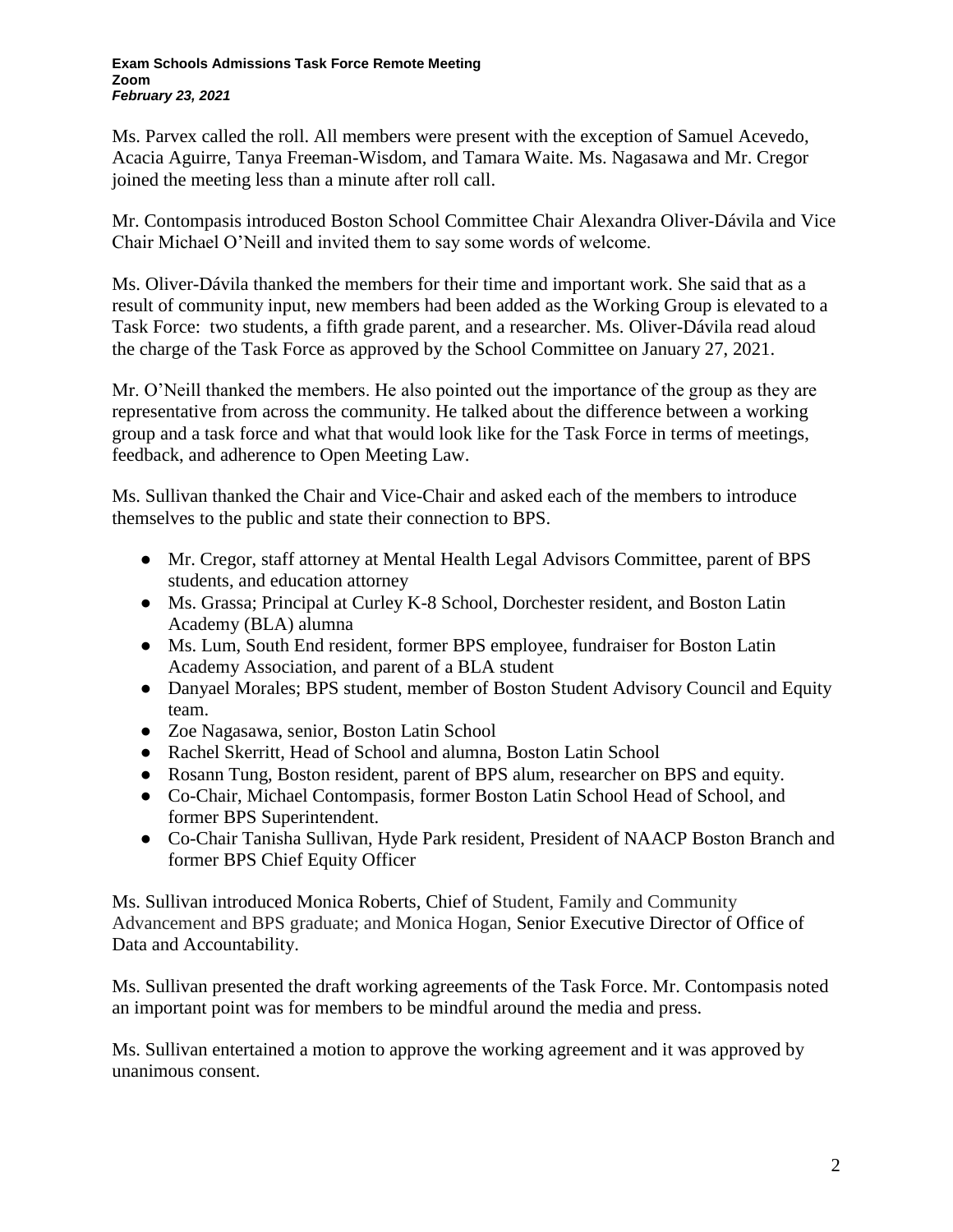Ms. Parvex called the roll. All members were present with the exception of Samuel Acevedo, Acacia Aguirre, Tanya Freeman-Wisdom, and Tamara Waite. Ms. Nagasawa and Mr. Cregor joined the meeting less than a minute after roll call.

Mr. Contompasis introduced Boston School Committee Chair Alexandra Oliver-Dávila and Vice Chair Michael O'Neill and invited them to say some words of welcome.

Ms. Oliver-Dávila thanked the members for their time and important work. She said that as a result of community input, new members had been added as the Working Group is elevated to a Task Force: two students, a fifth grade parent, and a researcher. Ms. Oliver-Dávila read aloud the charge of the Task Force as approved by the School Committee on January 27, 2021.

Mr. O'Neill thanked the members. He also pointed out the importance of the group as they are representative from across the community. He talked about the difference between a working group and a task force and what that would look like for the Task Force in terms of meetings, feedback, and adherence to Open Meeting Law.

Ms. Sullivan thanked the Chair and Vice-Chair and asked each of the members to introduce themselves to the public and state their connection to BPS.

- Mr. Cregor, staff attorney at Mental Health Legal Advisors Committee, parent of BPS students, and education attorney
- Ms. Grassa; Principal at Curley K-8 School, Dorchester resident, and Boston Latin Academy (BLA) alumna
- Ms. Lum, South End resident, former BPS employee, fundraiser for Boston Latin Academy Association, and parent of a BLA student
- Danyael Morales; BPS student, member of Boston Student Advisory Council and Equity team.
- Zoe Nagasawa, senior, Boston Latin School
- Rachel Skerritt, Head of School and alumna, Boston Latin School
- Rosann Tung, Boston resident, parent of BPS alum, researcher on BPS and equity.
- Co-Chair, Michael Contompasis, former Boston Latin School Head of School, and former BPS Superintendent.
- Co-Chair Tanisha Sullivan, Hyde Park resident, President of NAACP Boston Branch and former BPS Chief Equity Officer

Ms. Sullivan introduced Monica Roberts, Chief of Student, Family and Community Advancement and BPS graduate; and Monica Hogan, Senior Executive Director of Office of Data and Accountability.

Ms. Sullivan presented the draft working agreements of the Task Force. Mr. Contompasis noted an important point was for members to be mindful around the media and press.

Ms. Sullivan entertained a motion to approve the working agreement and it was approved by unanimous consent.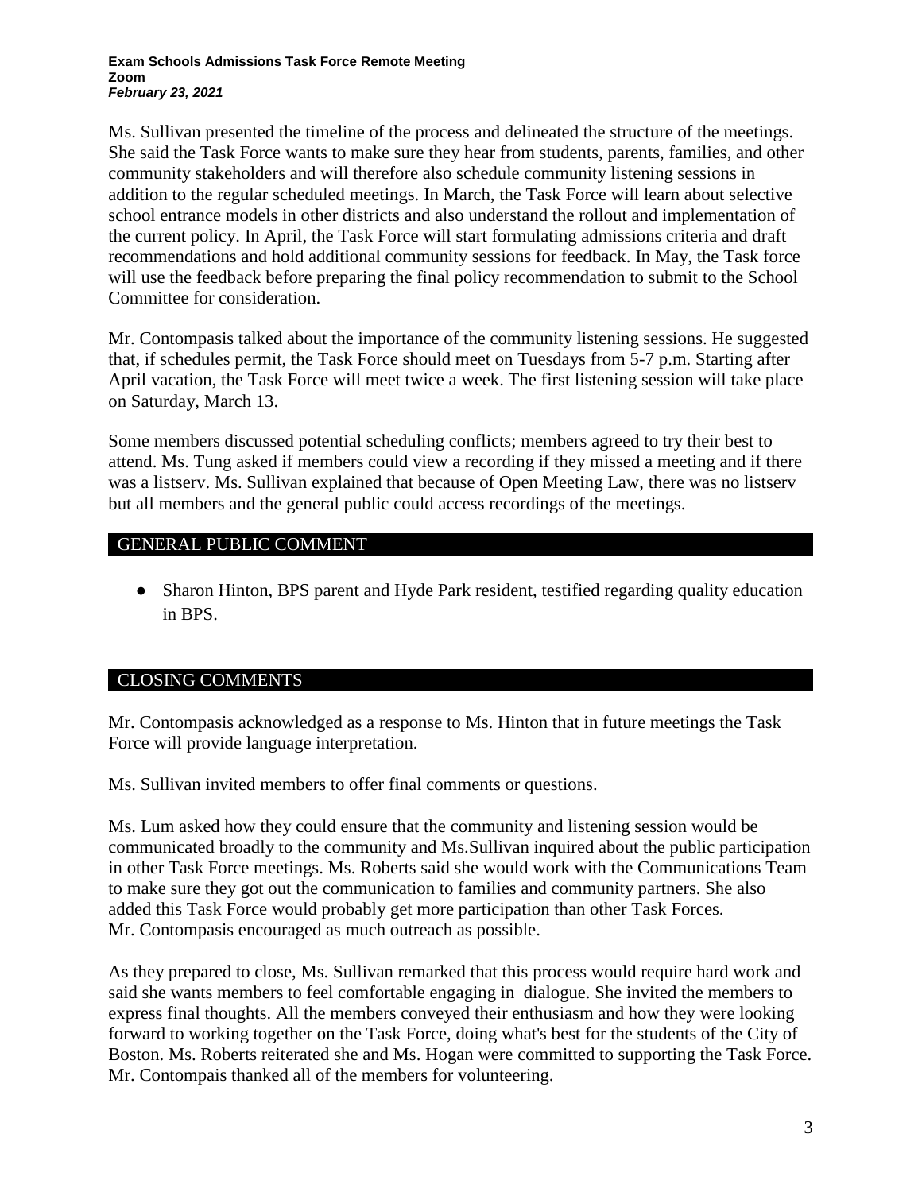Ms. Sullivan presented the timeline of the process and delineated the structure of the meetings. She said the Task Force wants to make sure they hear from students, parents, families, and other community stakeholders and will therefore also schedule community listening sessions in addition to the regular scheduled meetings. In March, the Task Force will learn about selective school entrance models in other districts and also understand the rollout and implementation of the current policy. In April, the Task Force will start formulating admissions criteria and draft recommendations and hold additional community sessions for feedback. In May, the Task force will use the feedback before preparing the final policy recommendation to submit to the School Committee for consideration.

Mr. Contompasis talked about the importance of the community listening sessions. He suggested that, if schedules permit, the Task Force should meet on Tuesdays from 5-7 p.m. Starting after April vacation, the Task Force will meet twice a week. The first listening session will take place on Saturday, March 13.

Some members discussed potential scheduling conflicts; members agreed to try their best to attend. Ms. Tung asked if members could view a recording if they missed a meeting and if there was a listserv. Ms. Sullivan explained that because of Open Meeting Law, there was no listserv but all members and the general public could access recordings of the meetings.

## GENERAL PUBLIC COMMENT

- Sharon Hinton, BPS parent and Hyde Park resident, testified regarding quality education in BPS.

## CLOSING COMMENTS

Mr. Contompasis acknowledged as a response to Ms. Hinton that in future meetings the Task Force will provide language interpretation.

Ms. Sullivan invited members to offer final comments or questions.

Ms. Lum asked how they could ensure that the community and listening session would be communicated broadly to the community and Ms.Sullivan inquired about the public participation in other Task Force meetings. Ms. Roberts said she would work with the Communications Team to make sure they got out the communication to families and community partners. She also added this Task Force would probably get more participation than other Task Forces. Mr. Contompasis encouraged as much outreach as possible.

As they prepared to close, Ms. Sullivan remarked that this process would require hard work and said she wants members to feel comfortable engaging in dialogue. She invited the members to express final thoughts. All the members conveyed their enthusiasm and how they were looking forward to working together on the Task Force, doing what's best for the students of the City of Boston. Ms. Roberts reiterated she and Ms. Hogan were committed to supporting the Task Force. Mr. Contompais thanked all of the members for volunteering.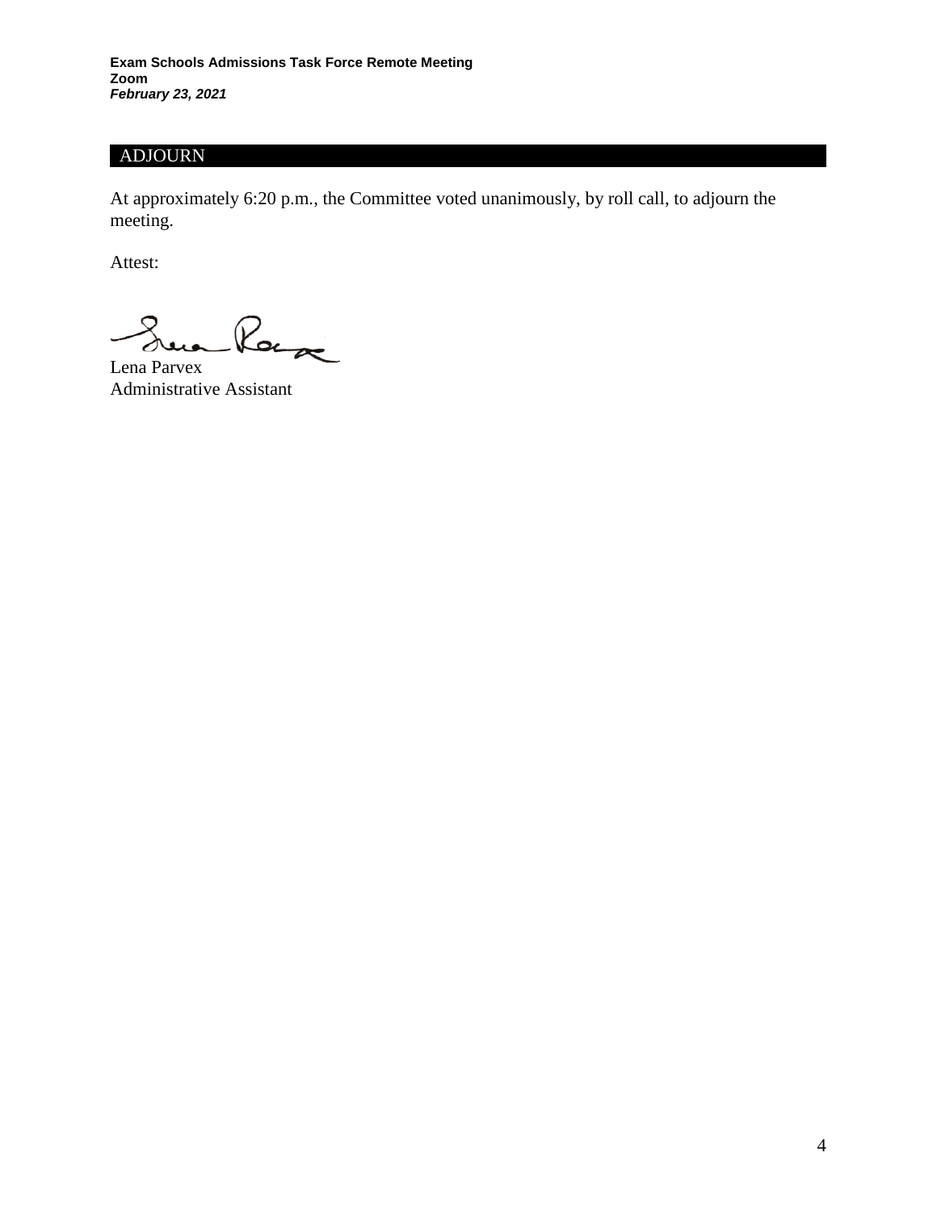## ADJOURN

At approximately 6:20 p.m., the Committee voted unanimously, by roll call, to adjourn the meeting.

Attest:

Lena Parvex
Administrative Assistant